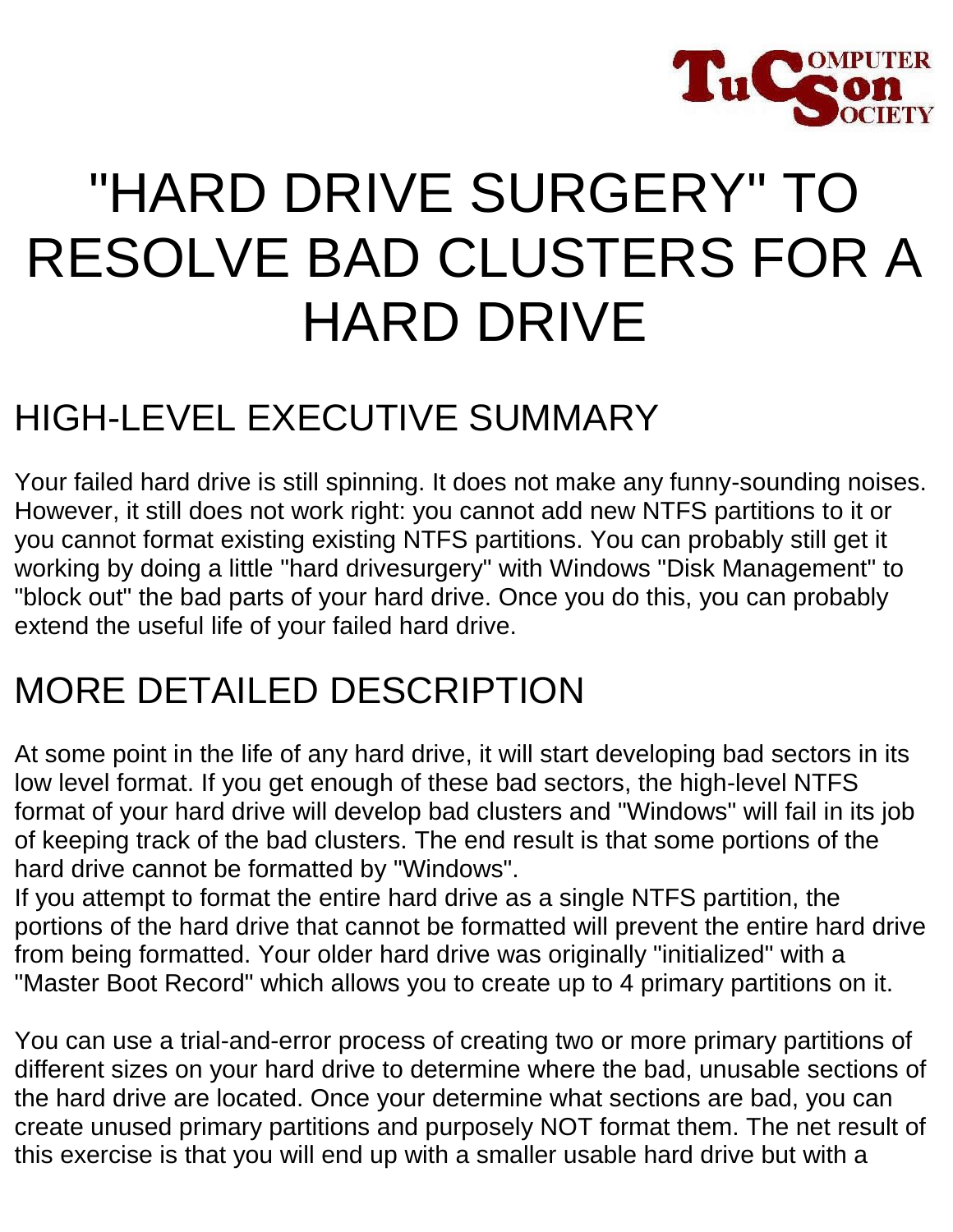# "HARD DRIVE SURGERY" TO RESOLVE BAD CLUSTERS FOR A HARD DRIVE

## HIGH-LEVEL EXECUTIVE SUMMARY

Your failed hard drive is still spinning. It does not make any funny-sounding noises. However, it still does not work right: you cannot add new NTFS partitions to it or you cannot format existing existing NTFS partitions. You can probably still get it working by doing a little "hard drivesurgery" with Windows "Disk Management" to "block out" the bad parts of your hard drive. Once you do this, you can probably extend the useful life of your failed hard drive.

## MORE DETAILED DESCRIPTION

At some point in the life of any hard drive, it will start developing bad sectors in its low level format. If you get enough of these bad sectors, the high-level NTFS format of your hard drive will develop bad clusters and "Windows" will fail in its job of keeping track of the bad clusters. The end result is that some portions of the hard drive cannot be formatted by "Windows".
If you attempt to format the entire hard drive as a single NTFS partition, the portions of the hard drive that cannot be formatted will prevent the entire hard drive from being formatted. Your older hard drive was originally "initialized" with a "Master Boot Record" which allows you to create up to 4 primary partitions on it.

You can use a trial-and-error process of creating two or more primary partitions of different sizes on your hard drive to determine where the bad, unusable sections of the hard drive are located. Once your determine what sections are bad, you can create unused primary partitions and purposely NOT format them. The net result of this exercise is that you will end up with a smaller usable hard drive but with a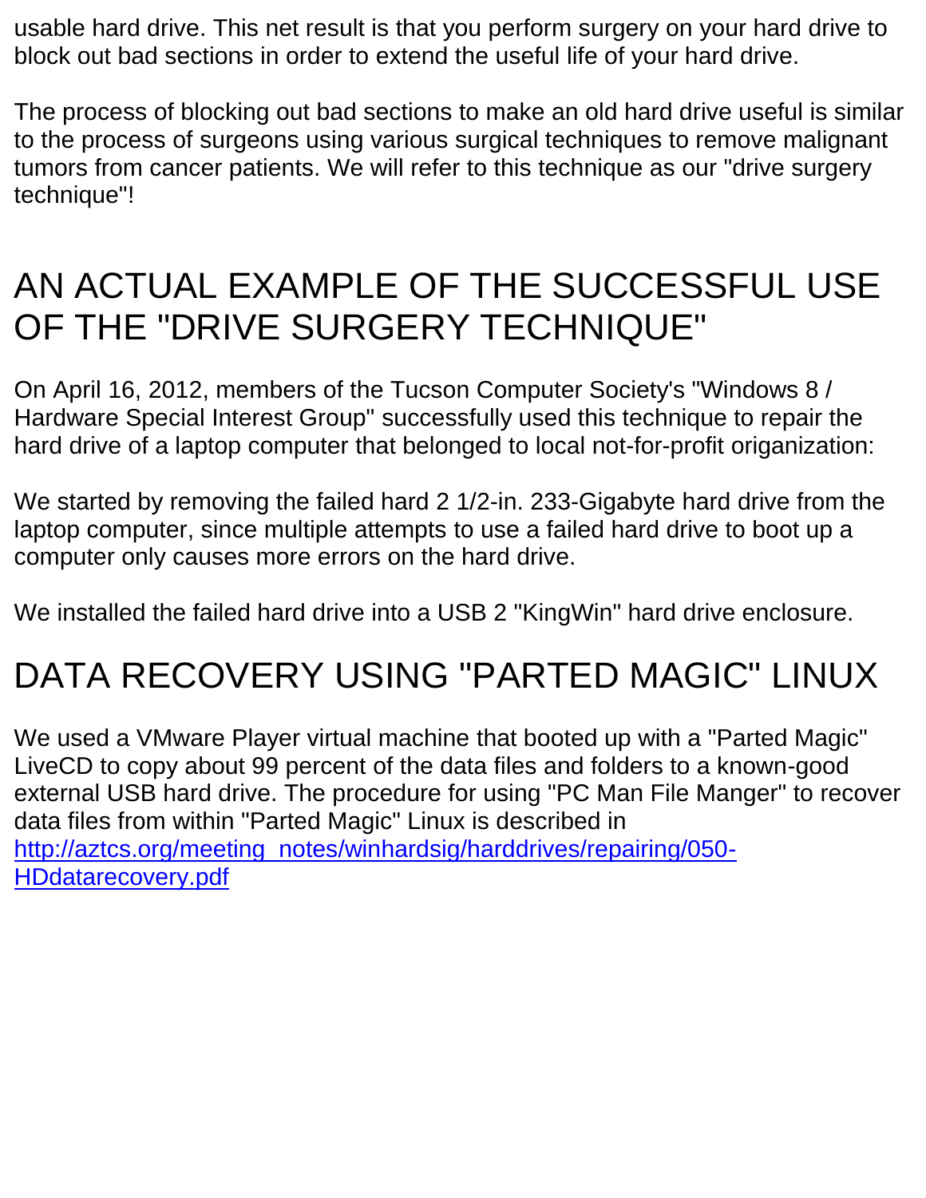usable hard drive. This net result is that you perform surgery on your hard drive to block out bad sections in order to extend the useful life of your hard drive.

The process of blocking out bad sections to make an old hard drive useful is similar to the process of surgeons using various surgical techniques to remove malignant tumors from cancer patients. We will refer to this technique as our "drive surgery technique"!

## AN ACTUAL EXAMPLE OF THE SUCCESSFUL USE OF THE "DRIVE SURGERY TECHNIQUE"

On April 16, 2012, members of the Tucson Computer Society's "Windows 8 / Hardware Special Interest Group" successfully used this technique to repair the hard drive of a laptop computer that belonged to local not-for-profit origanization:

We started by removing the failed hard 2 1/2-in. 233-Gigabyte hard drive from the laptop computer, since multiple attempts to use a failed hard drive to boot up a computer only causes more errors on the hard drive.

We installed the failed hard drive into a USB 2 "KingWin" hard drive enclosure.

## DATA RECOVERY USING "PARTED MAGIC" LINUX

We used a VMware Player virtual machine that booted up with a "Parted Magic" LiveCD to copy about 99 percent of the data files and folders to a known-good external USB hard drive. The procedure for using "PC Man File Manger" to recover data files from within "Parted Magic" Linux is described in [http://aztcs.org/meeting_notes/winhardsig/harddrives/repairing/050-HDdatarecovery.pdf](http://aztcs.org/meeting_notes/winhardsig/harddrives/repairing/050-HDdatarecovery.pdf)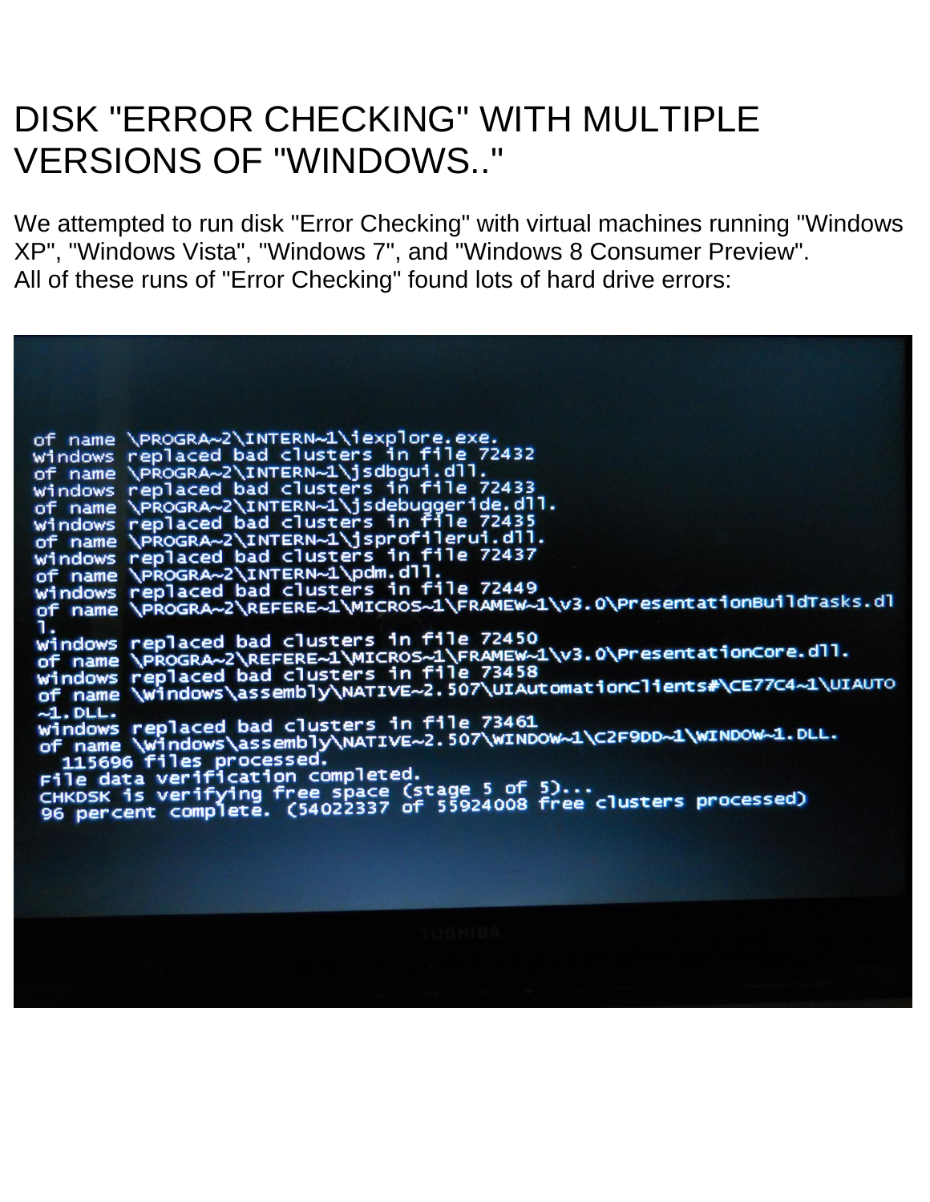# DISK "ERROR CHECKING" WITH MULTIPLE VERSIONS OF "WINDOWS.."

We attempted to run disk "Error Checking" with virtual machines running "Windows XP", "Windows Vista", "Windows 7", and "Windows 8 Consumer Preview".
All of these runs of "Error Checking" found lots of hard drive errors:

```
of name \PROGRA~2\INTERN~1\iexplore.exe.
windows replaced bad clusters in file 72432
of name \PROGRA~2\INTERN~1\jsdbgui.dll.
windows replaced bad clusters in file 72433
of name \PROGRA~2\INTERN~1\jsdebuggeride.dll.
windows replaced bad clusters in file 72435
of name \PROGRA~2\INTERN~1\jsprofilerui.dll.
windows replaced bad clusters in file 72437
of name \PROGRA~2\INTERN~1\pdm.dll.
windows replaced bad clusters in file 72449
of name \PROGRA~2\REFERE~1\MICROS~1\FRAMEW~1\v3.0\PresentationBuildTasks.dl
l.
windows replaced bad clusters in file 72450
of name \PROGRA~2\REFERE~1\MICROS~1\FRAMEW~1\v3.0\PresentationCore.dll.
windows replaced bad clusters in file 73458
of name \windows\assembly\NATIVE~2.507\UIAutomationClients#\CE77C4~1\UIAUTO
~1.DLL.
windows replaced bad clusters in file 73461
of name \windows\assembly\NATIVE~2.507\WINDOW~1\C2F9DD~1\WINDOW~1.DLL.
  115696 files processed.
File data verification completed.
CHKDSK is verifying free space (stage 5 of 5)...
96 percent complete. (54022337 of 55924008 free clusters processed)
```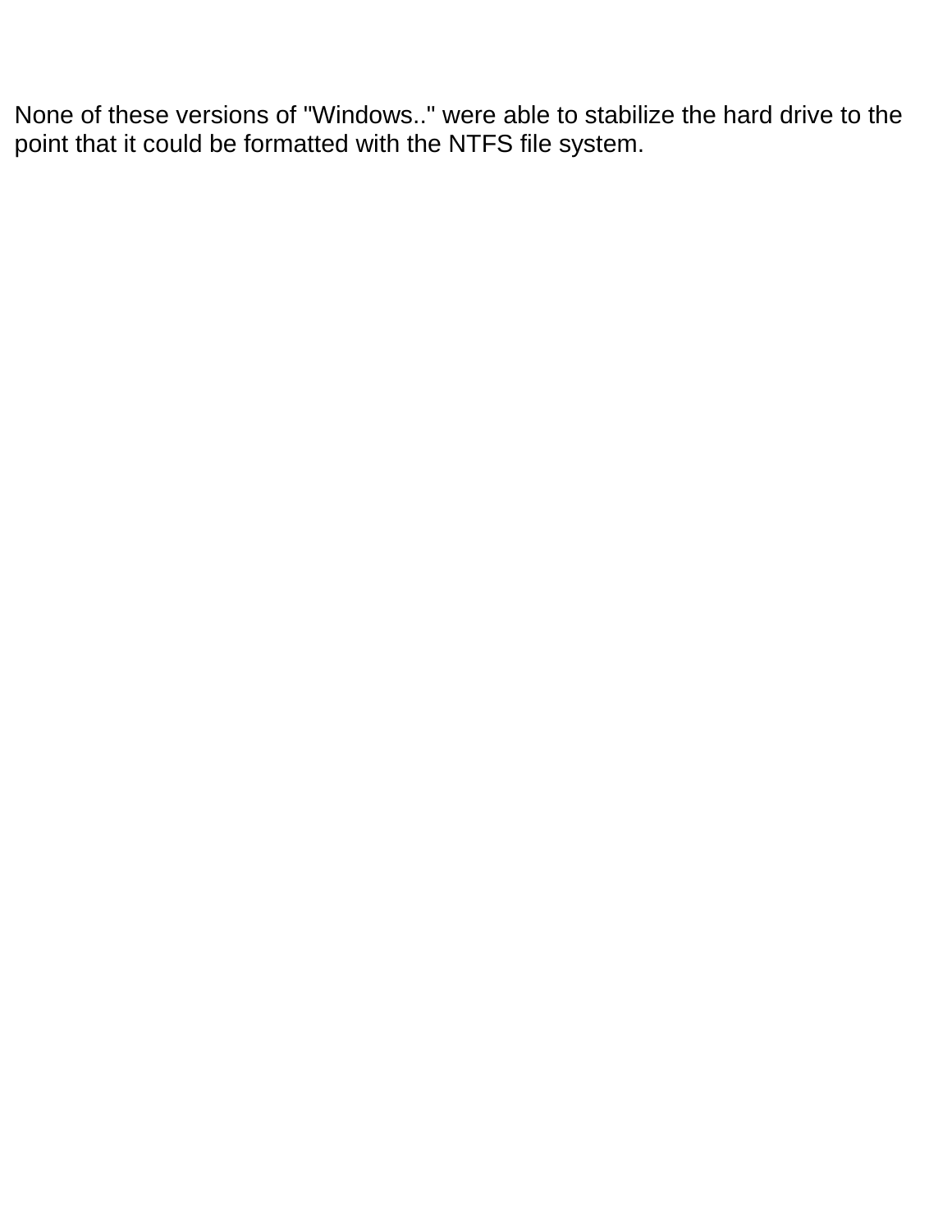None of these versions of "Windows.." were able to stabilize the hard drive to the point that it could be formatted with the NTFS file system.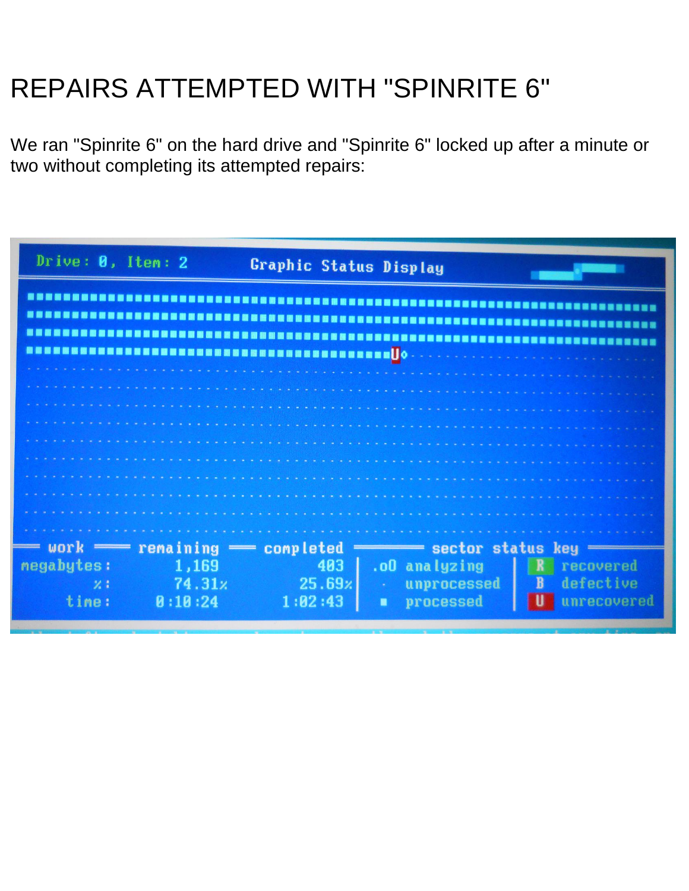# REPAIRS ATTEMPTED WITH "SPINRITE 6"

We ran "Spinrite 6" on the hard drive and "Spinrite 6" locked up after a minute or two without completing its attempted repairs: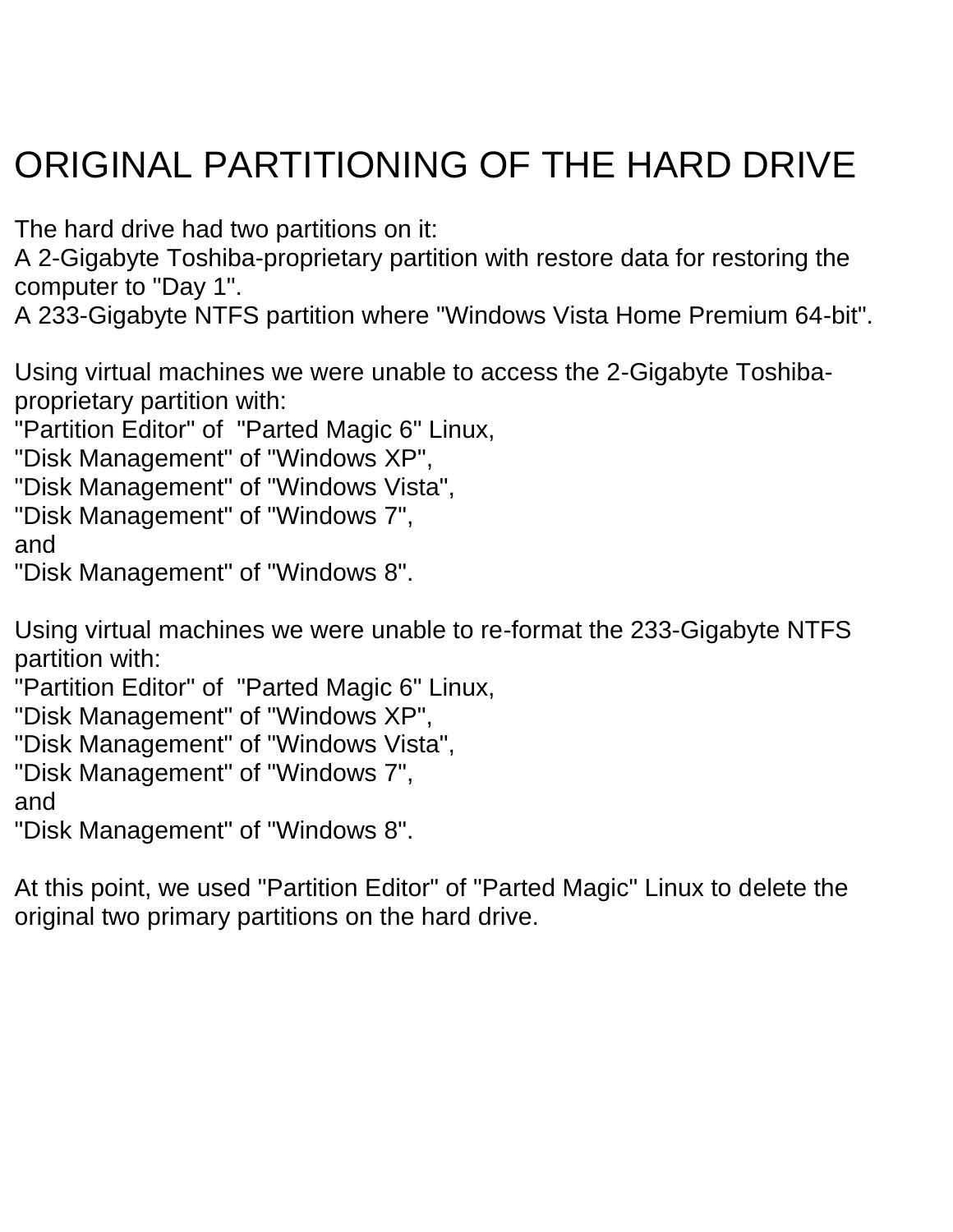# ORIGINAL PARTITIONING OF THE HARD DRIVE

The hard drive had two partitions on it:
A 2-Gigabyte Toshiba-proprietary partition with restore data for restoring the computer to "Day 1".
A 233-Gigabyte NTFS partition where "Windows Vista Home Premium 64-bit".

Using virtual machines we were unable to access the 2-Gigabyte Toshiba-proprietary partition with:
"Partition Editor" of "Parted Magic 6" Linux,
"Disk Management" of "Windows XP",
"Disk Management" of "Windows Vista",
"Disk Management" of "Windows 7",
and
"Disk Management" of "Windows 8".

Using virtual machines we were unable to re-format the 233-Gigabyte NTFS partition with:
"Partition Editor" of "Parted Magic 6" Linux,
"Disk Management" of "Windows XP",
"Disk Management" of "Windows Vista",
"Disk Management" of "Windows 7",
and
"Disk Management" of "Windows 8".

At this point, we used "Partition Editor" of "Parted Magic" Linux to delete the original two primary partitions on the hard drive.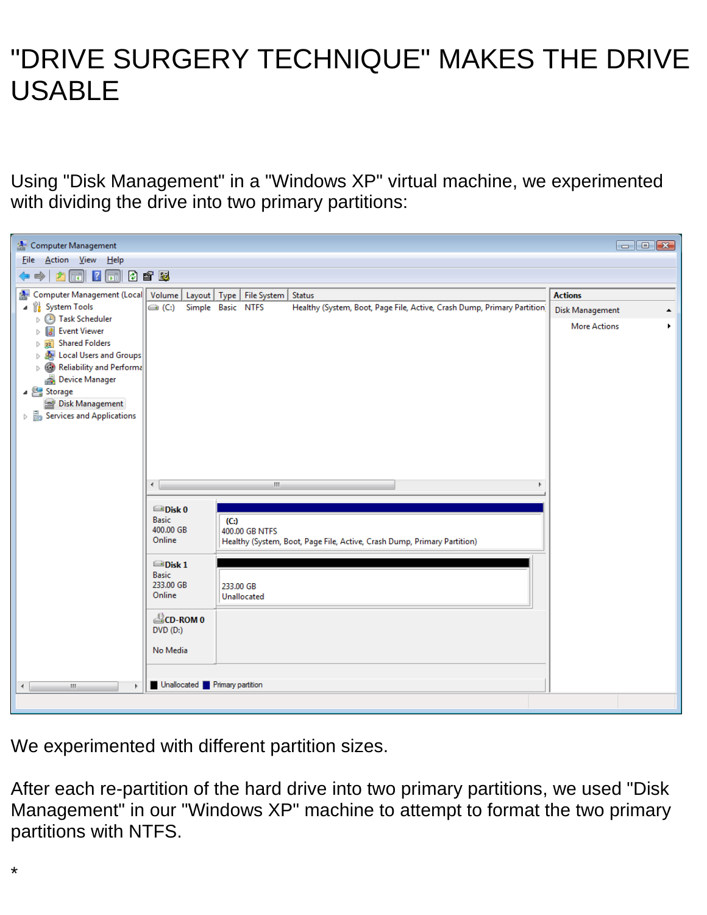# "DRIVE SURGERY TECHNIQUE" MAKES THE DRIVE USABLE

Using "Disk Management" in a "Windows XP" virtual machine, we experimented with dividing the drive into two primary partitions:

We experimented with different partition sizes.

After each re-partition of the hard drive into two primary partitions, we used "Disk Management" in our "Windows XP" machine to attempt to format the two primary partitions with NTFS.

*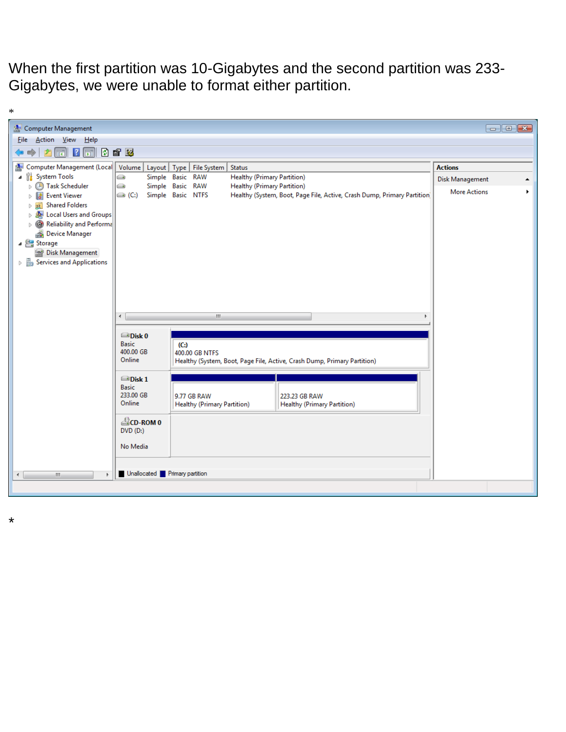When the first partition was 10-Gigabytes and the second partition was 233-Gigabytes, we were unable to format either partition.

*

*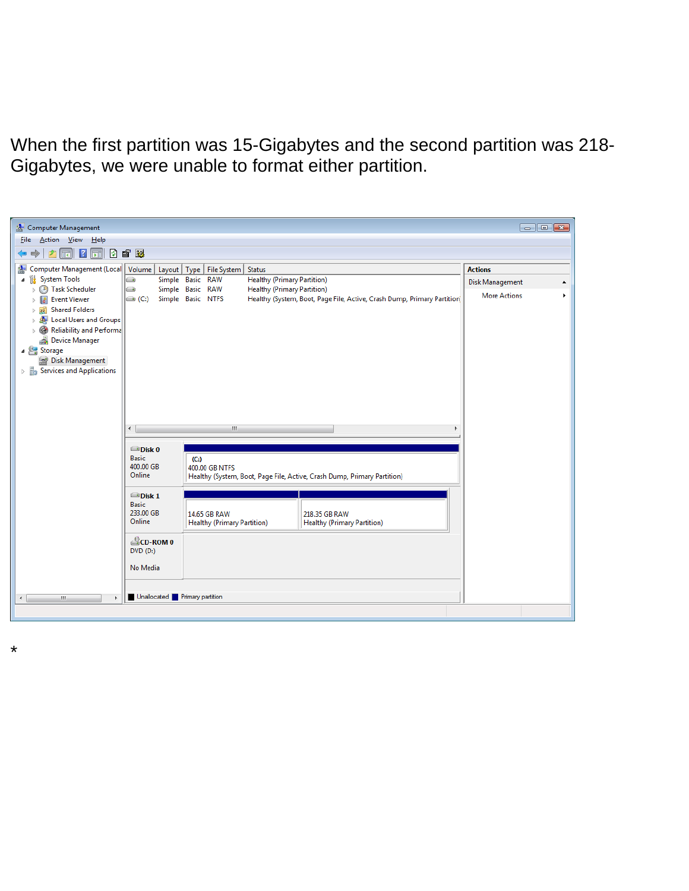When the first partition was 15-Gigabytes and the second partition was 218-Gigabytes, we were unable to format either partition.

Computer Management

File Action View Help

- Computer Management (Local)
  - System Tools
    - Task Scheduler
    - Event Viewer
    - Shared Folders
    - Local Users and Groups
    - Reliability and Performa
    - Device Manager
  - Storage
    - Disk Management
  - Services and Applications

| Volume | Layout | Type | File System | Status |
|---|---|---|---|---|
| | Simple | Basic | RAW | Healthy (Primary Partition) |
| | Simple | Basic | RAW | Healthy (Primary Partition) |
| (C:) | Simple | Basic | NTFS | Healthy (System, Boot, Page File, Active, Crash Dump, Primary Partition) |

Actions

Disk Management

More Actions

**Disk 0**
Basic
400.00 GB
Online

(C:)
400.00 GB NTFS
Healthy (System, Boot, Page File, Active, Crash Dump, Primary Partition)

**Disk 1**
Basic
233.00 GB
Online

14.65 GB RAW
Healthy (Primary Partition)

218.35 GB RAW
Healthy (Primary Partition)

**CD-ROM 0**
DVD (D:)

No Media

Unallocated  Primary partition

*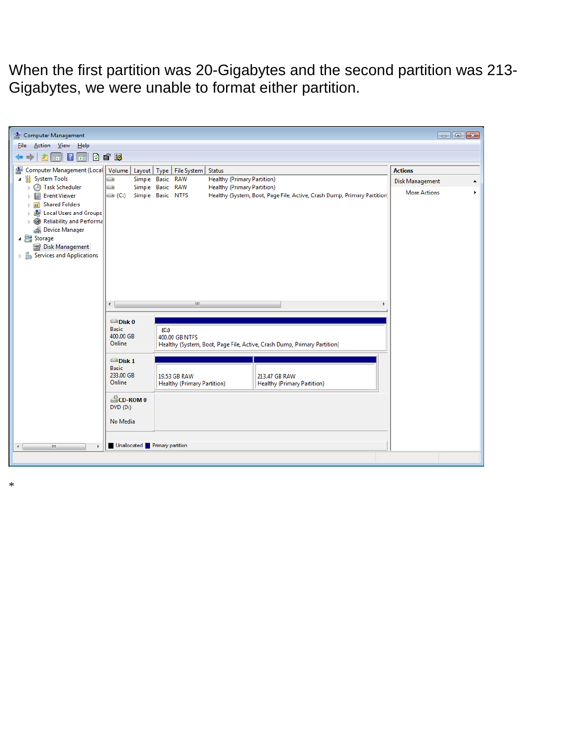When the first partition was 20-Gigabytes and the second partition was 213-Gigabytes, we were unable to format either partition.

Computer Management

File Action View Help

Computer Management (Local
- System Tools
  - Task Scheduler
  - Event Viewer
  - Shared Folders
  - Local Users and Groups
  - Reliability and Performa
  - Device Manager
- Storage
  - Disk Management
- Services and Applications

| Volume | Layout | Type | File System | Status |
|---|---|---|---|---|
| | Simple | Basic | RAW | Healthy (Primary Partition) |
| | Simple | Basic | RAW | Healthy (Primary Partition) |
| (C:) | Simple | Basic | NTFS | Healthy (System, Boot, Page File, Active, Crash Dump, Primary Partition) |

Disk 0
Basic
400.00 GB
Online

(C:)
400.00 GB NTFS
Healthy (System, Boot, Page File, Active, Crash Dump, Primary Partition)

Disk 1
Basic
233.00 GB
Online

19.53 GB RAW
Healthy (Primary Partition)

213.47 GB RAW
Healthy (Primary Partition)

CD-ROM 0
DVD (D:)

No Media

Unallocated Primary partition

Actions

Disk Management

More Actions

*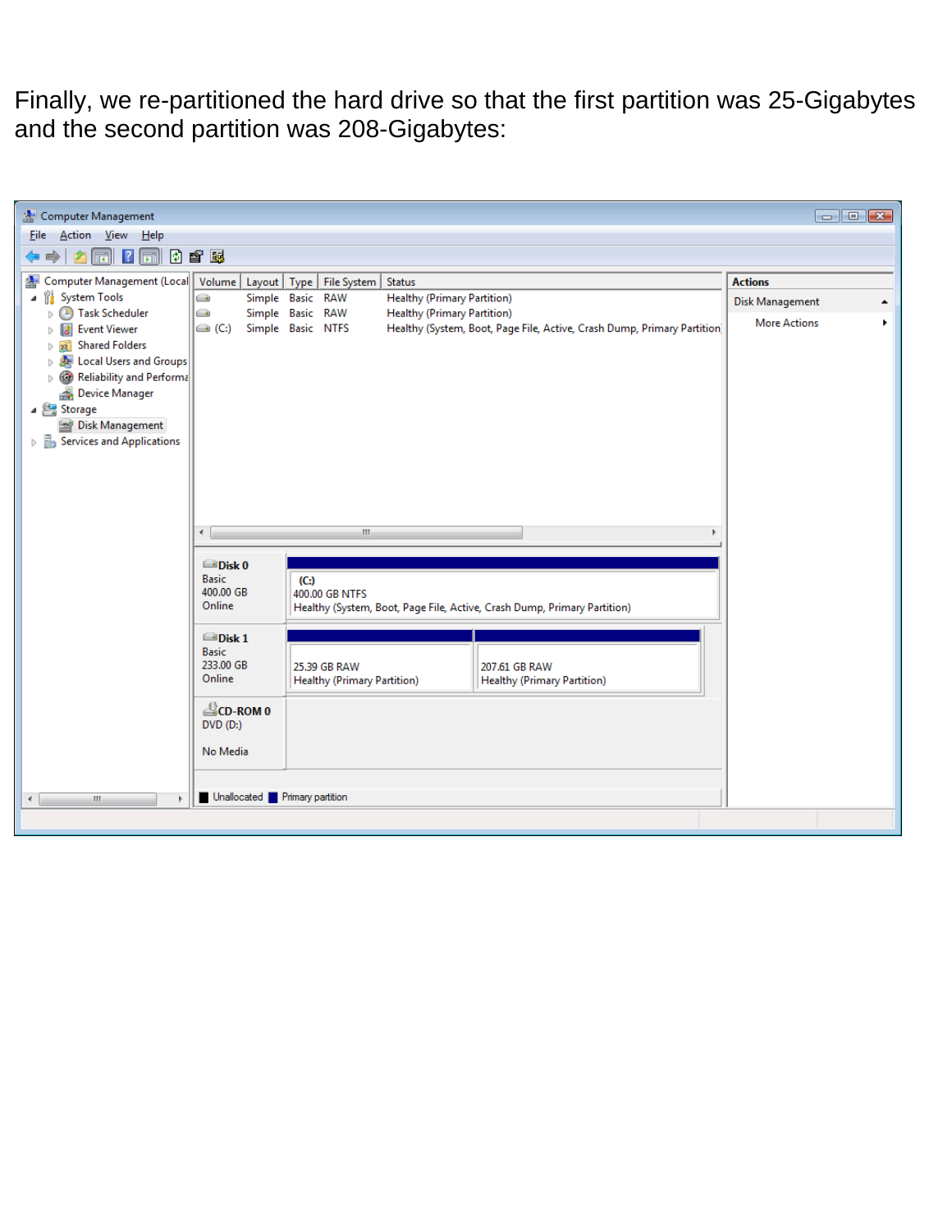Finally, we re-partitioned the hard drive so that the first partition was 25-Gigabytes and the second partition was 208-Gigabytes: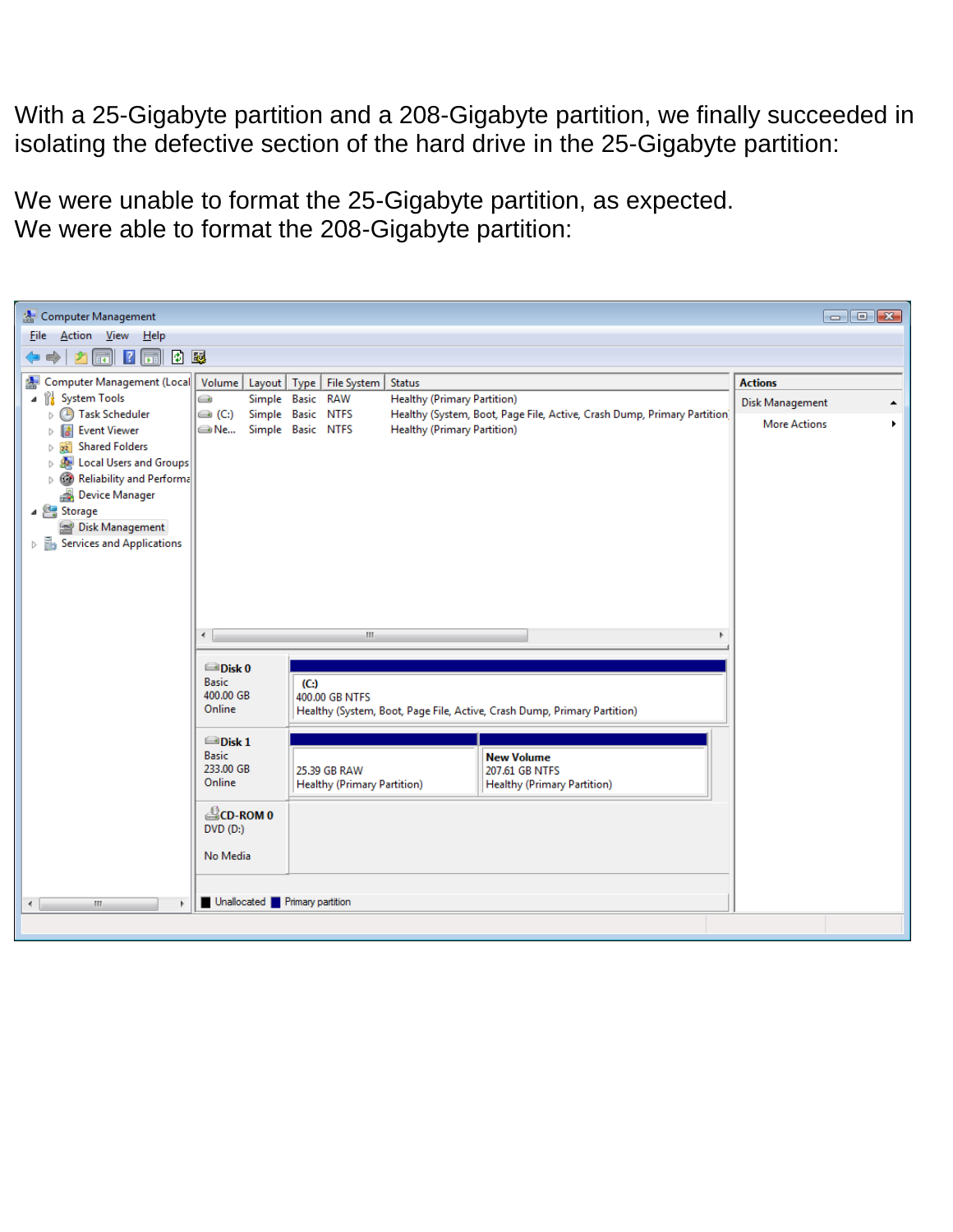With a 25-Gigabyte partition and a 208-Gigabyte partition, we finally succeeded in isolating the defective section of the hard drive in the 25-Gigabyte partition:

We were unable to format the 25-Gigabyte partition, as expected.
We were able to format the 208-Gigabyte partition: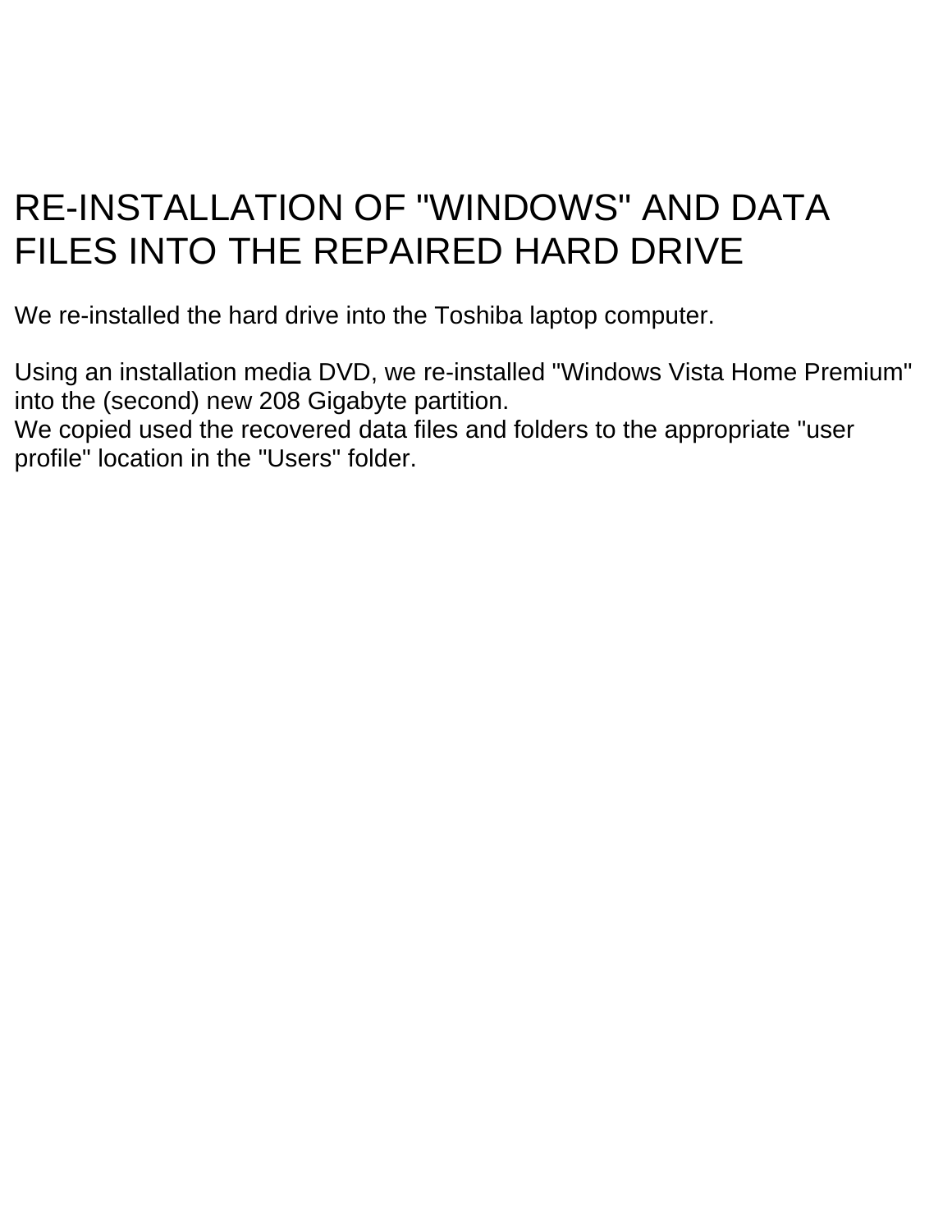# RE-INSTALLATION OF "WINDOWS" AND DATA FILES INTO THE REPAIRED HARD DRIVE

We re-installed the hard drive into the Toshiba laptop computer.

Using an installation media DVD, we re-installed "Windows Vista Home Premium" into the (second) new 208 Gigabyte partition.
We copied used the recovered data files and folders to the appropriate "user profile" location in the "Users" folder.